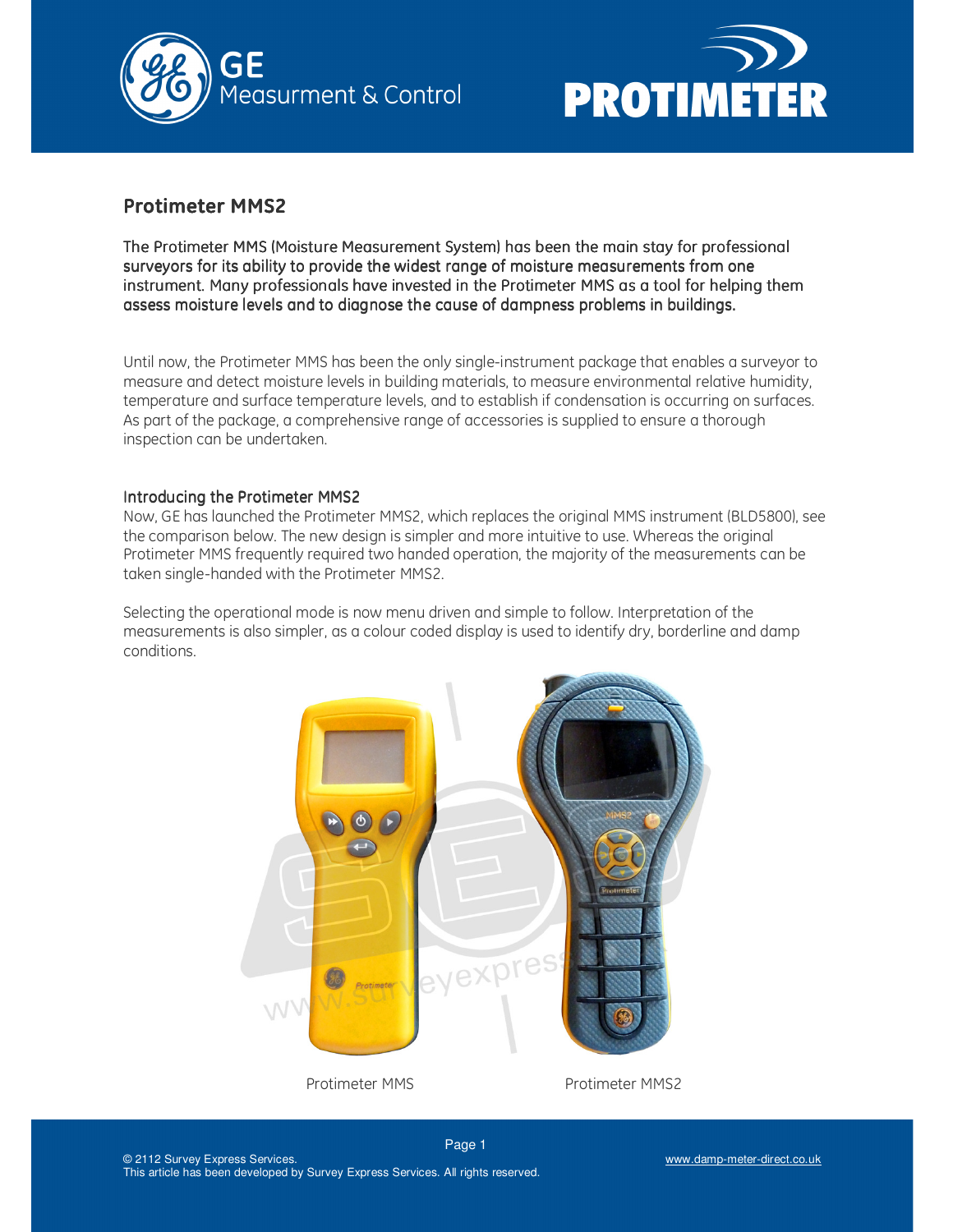# Protimeter MMS2

**The Protimeter MMS (Moisture Measurement System) has been the main stay for professional surveyors for its ability to provide the widest range of moisture measurements from one instrument. Many professionals have invested in the Protimeter MMS as a tool for helping them assess moisture levels and to diagnose the cause of dampness problems in buildings.**

Until now, the Protimeter MMS has been the only single-instrument package that enables a surveyor to measure and detect moisture levels in building materials, to measure environmental relative humidity, temperature and surface temperature levels, and to establish if condensation is occurring on surfaces. As part of the package, a comprehensive range of accessories is supplied to ensure a thorough inspection can be undertaken.

## Introducing the Protimeter MMS2

Now, GE has launched the Protimeter MMS2, which replaces the original MMS instrument (BLD5800), see the comparison below. The new design is simpler and more intuitive to use. Whereas the original Protimeter MMS frequently required two handed operation, the majority of the measurements can be taken single-handed with the Protimeter MMS2.

Selecting the operational mode is now menu driven and simple to follow. Interpretation of the measurements is also simpler, as a colour coded display is used to identify dry, borderline and damp conditions.

Protimeter MMS

Protimeter MMS2

© 2112 Survey Express Services.
This article has been developed by Survey Express Services. All rights reserved.

www.damp-meter-direct.co.uk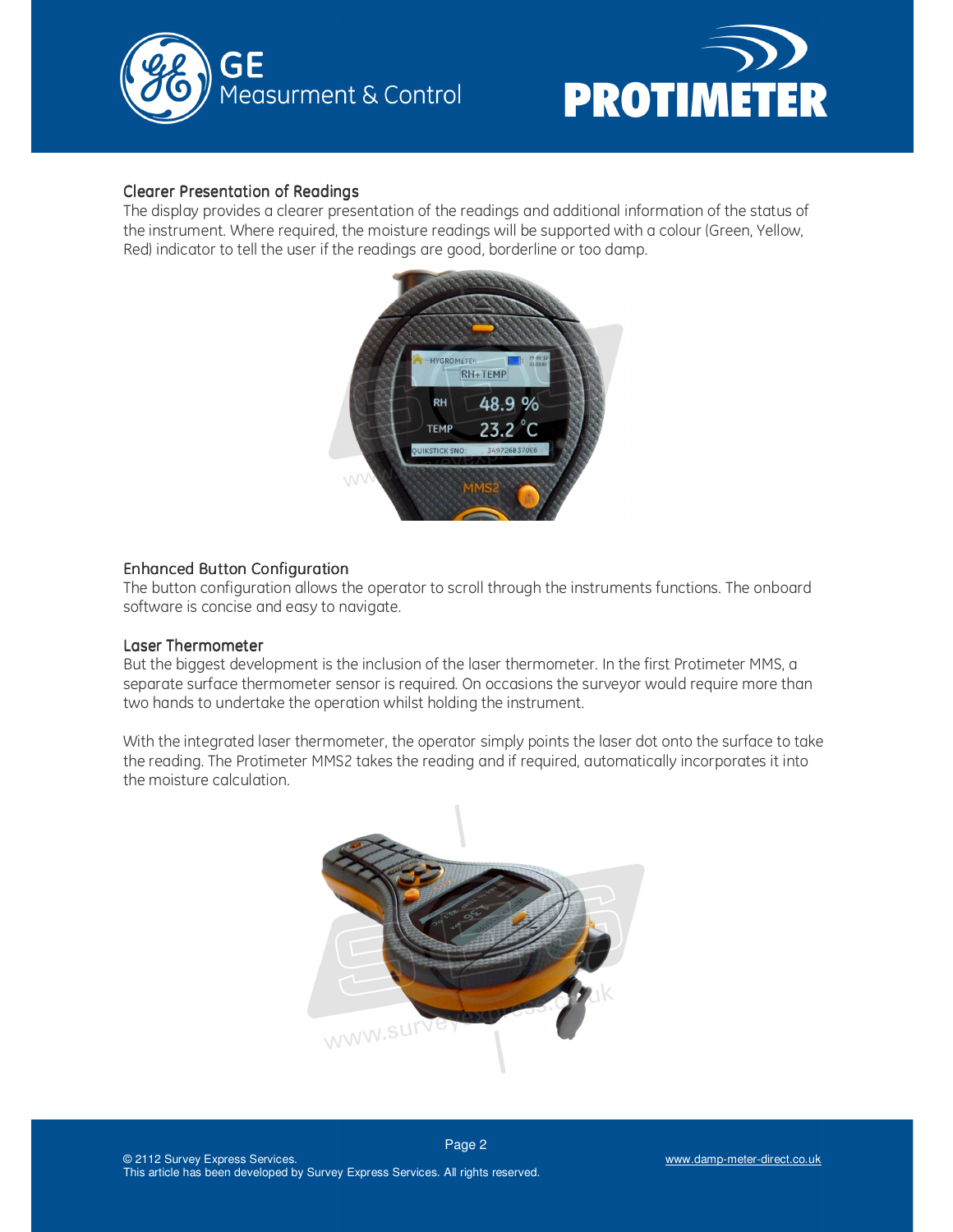### Clearer Presentation of Readings

The display provides a clearer presentation of the readings and additional information of the status of the instrument. Where required, the moisture readings will be supported with a colour (Green, Yellow, Red) indicator to tell the user if the readings are good, borderline or too damp.

### Enhanced Button Configuration

The button configuration allows the operator to scroll through the instruments functions. The onboard software is concise and easy to navigate.

### Laser Thermometer

But the biggest development is the inclusion of the laser thermometer. In the first Protimeter MMS, a separate surface thermometer sensor is required. On occasions the surveyor would require more than two hands to undertake the operation whilst holding the instrument.

With the integrated laser thermometer, the operator simply points the laser dot onto the surface to take the reading. The Protimeter MMS2 takes the reading and if required, automatically incorporates it into the moisture calculation.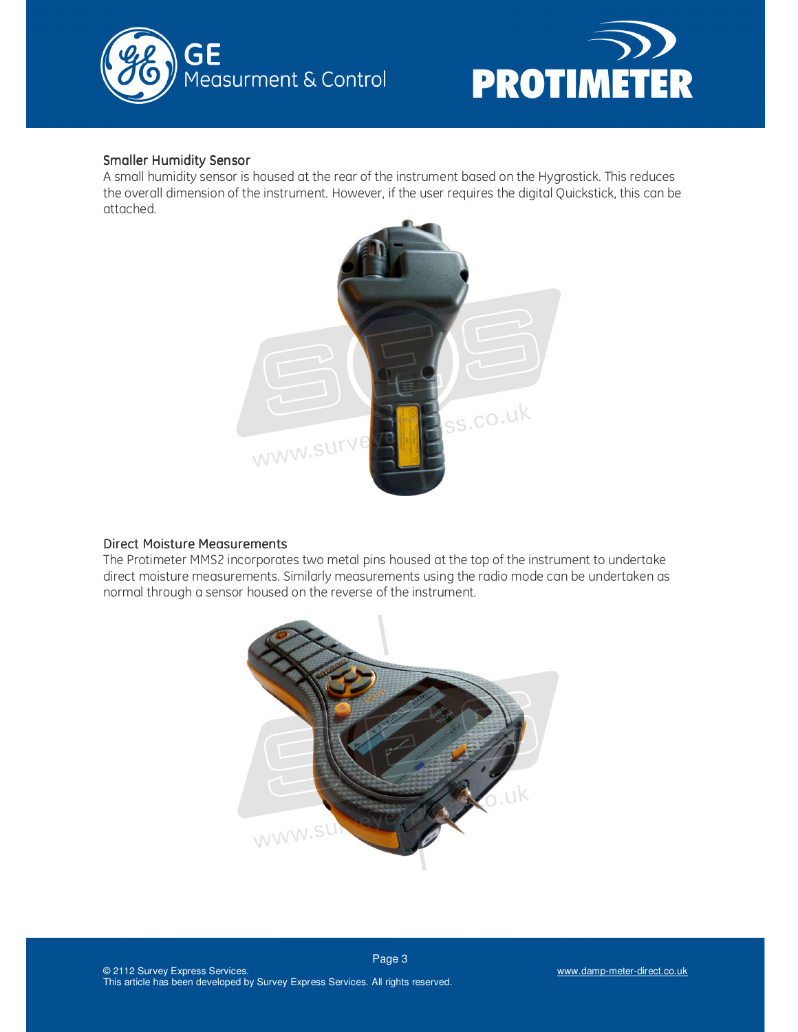### Smaller Humidity Sensor

A small humidity sensor is housed at the rear of the instrument based on the Hygrostick. This reduces the overall dimension of the instrument. However, if the user requires the digital Quickstick, this can be attached.

### Direct Moisture Measurements

The Protimeter MMS2 incorporates two metal pins housed at the top of the instrument to undertake direct moisture measurements. Similarly measurements using the radio mode can be undertaken as normal through a sensor housed on the reverse of the instrument.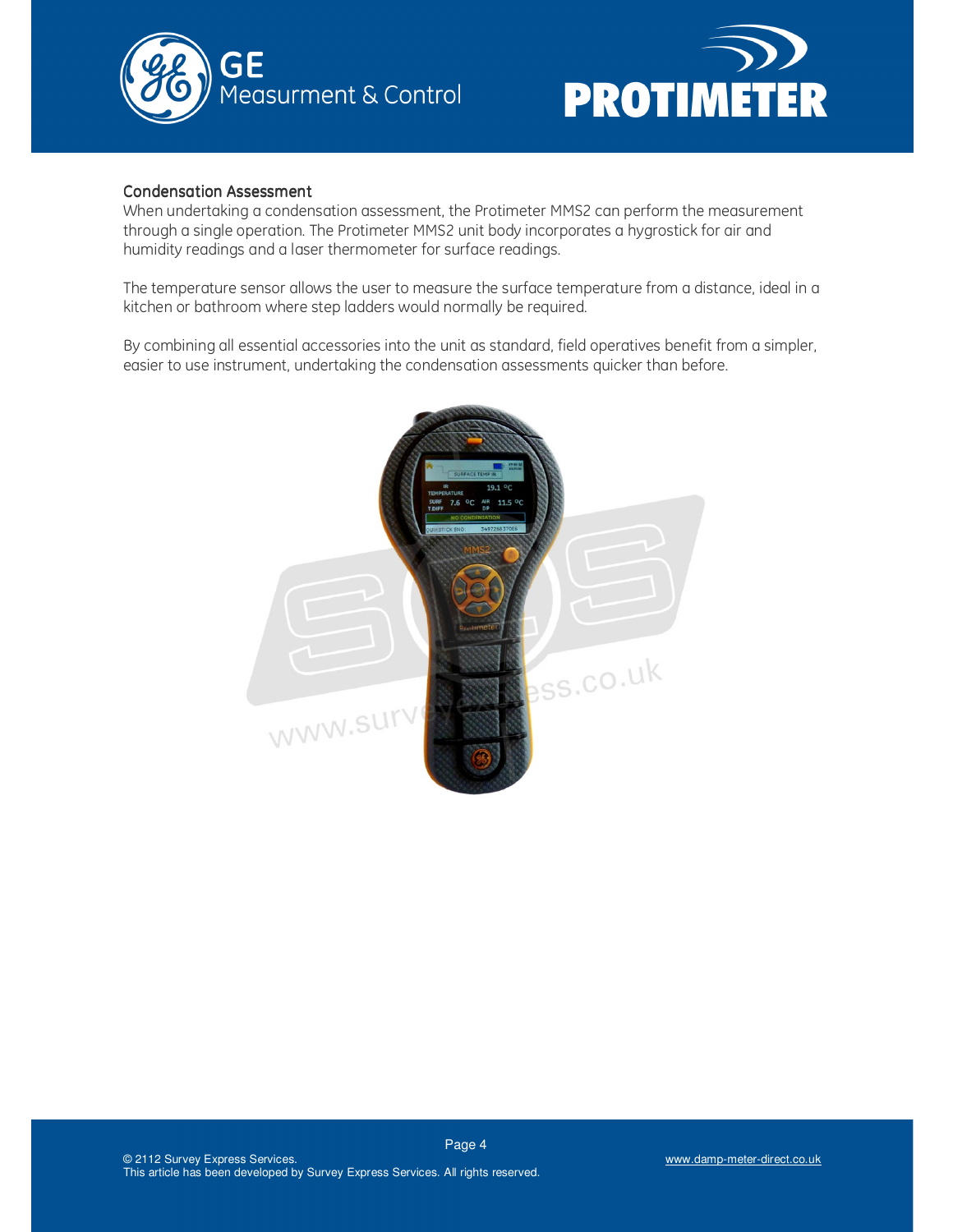## Condensation Assessment

When undertaking a condensation assessment, the Protimeter MMS2 can perform the measurement through a single operation. The Protimeter MMS2 unit body incorporates a hygrostick for air and humidity readings and a laser thermometer for surface readings.

The temperature sensor allows the user to measure the surface temperature from a distance, ideal in a kitchen or bathroom where step ladders would normally be required.

By combining all essential accessories into the unit as standard, field operatives benefit from a simpler, easier to use instrument, undertaking the condensation assessments quicker than before.